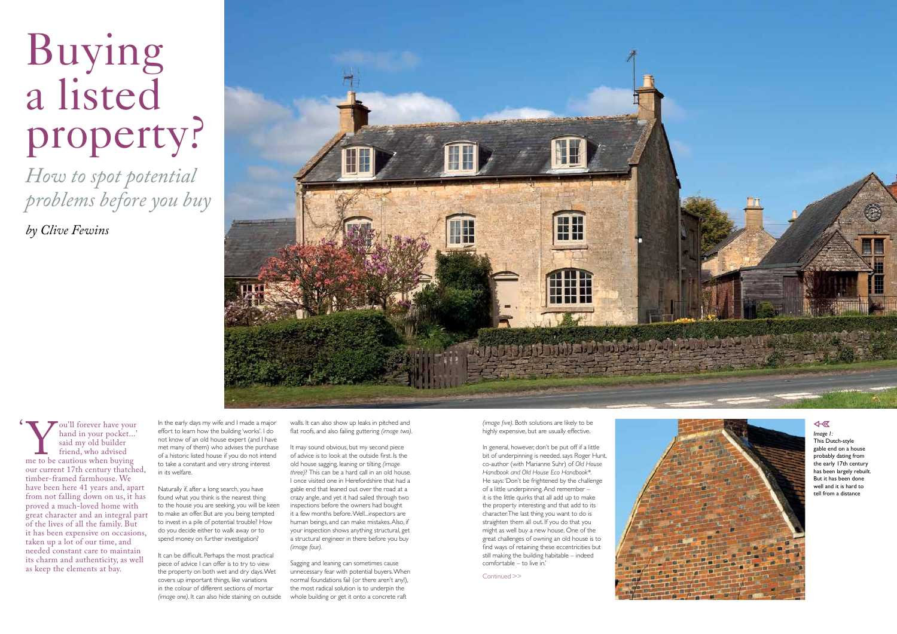# Buying a listed property?

## *How to spot potential problems before you buy*

*by Clive Fewins*

'You'll forever have your hand in your pocket...' said my old builder friend, who advised me to be cautious when buying our current 17th century thatched, timber-framed farmhouse. We have been here 41 years and, apart from not falling down on us, it has proved a much-loved home with great character and an integral part of the lives of all the family. But it has been expensive on occasions, taken up a lot of our time, and needed constant care to maintain its charm and authenticity, as well as keep the elements at bay.

In the early days my wife and I made a major effort to learn how the building 'works'. I do not know of an old house expert (and I have met many of them) who advises the purchase of a historic listed house if you do not intend to take a constant and very strong interest in its welfare.

Naturally if, after a long search, you have found what you think is the nearest thing to the house you are seeking, you will be keen to make an offer. But are you being tempted to invest in a pile of potential trouble? How do you decide either to walk away or to spend money on further investigation?

It can be difficult. Perhaps the most practical piece of advice I can offer is to try to view the property on both wet and dry days. Wet covers up important things, like variations in the colour of different sections of mortar *(image one)*. It can also hide staining on outside walls. It can also show up leaks in pitched and flat roofs, and also failing guttering *(image two)*.

It may sound obvious, but my second piece of advice is to look at the outside first. Is the old house sagging, leaning or tilting *(image three)*? This can be a hard call in an old house. I once visited one in Herefordshire that had a gable end that leaned out over the road at a crazy angle, and yet it had sailed through two inspections before the owners had bought it a few months before. Well...inspectors are human beings, and can make mistakes. Also, if your inspection shows anything structural, get a structural engineer in there before you buy *(image four)*.

Sagging and leaning can sometimes cause unnecessary fear with potential buyers. When normal foundations fail (or there aren't any!), the most radical solution is to underpin the whole building or get it onto a concrete raft *(image five)*. Both solutions are likely to be highly expensive, but are usually effective.

In general, however, don't be put off if a little bit of underpinning is needed, says Roger Hunt, co-author (with Marianne Suhr) of *Old House Handbook and Old House Eco Handbook\**. He says: 'Don't be frightened by the challenge of a little underpinning. And remember – it is the little quirks that all add up to make the property interesting and that add to its character. The last thing you want to do is straighten them all out. If you do that you might as well buy a new house. One of the great challenges of owning an old house is to find ways of retaining these eccentricities but still making the building habitable – indeed comfortable – to live in.'

Continued >>

*Image 1:* This Dutch-style gable end on a house probably dating from the early 17th century has been largely rebuilt. But it has been done well and it is hard to tell from a distance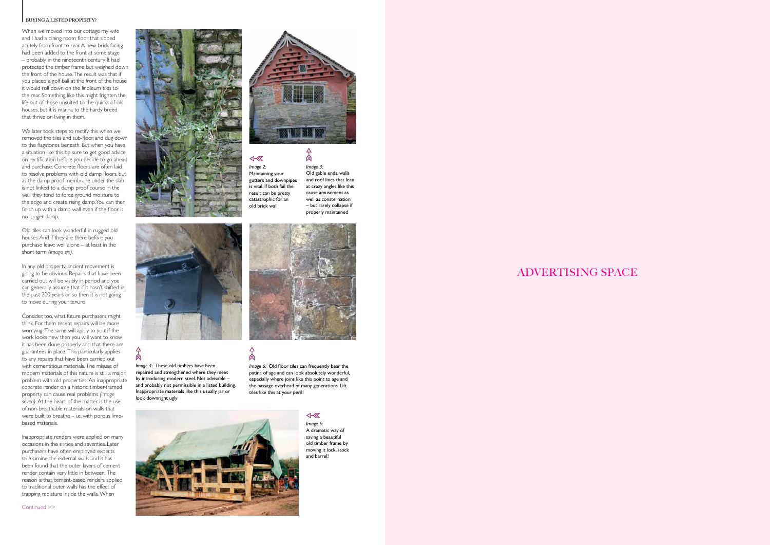BUYING A LISTED PROPERTY?

When we moved into our cottage my wife and I had a dining room floor that sloped acutely from front to rear. A new brick facing had been added to the front at some stage – probably in the nineteenth century. It had protected the timber frame but weighed down the front of the house. The result was that if you placed a golf ball at the front of the house it would roll down on the linoleum tiles to the rear. Something like this might frighten the life out of those unsuited to the quirks of old houses, but it is manna to the hardy breed that thrive on living in them.

We later took steps to rectify this when we removed the tiles and sub-floor, and dug down to the flagstones beneath. But when you have a situation like this be sure to get good advice on rectification before you decide to go ahead and purchase. Concrete floors are often laid to resolve problems with old damp floors, but as the damp proof membrane under the slab is not linked to a damp proof course in the wall they tend to force ground moisture to the edge and create rising damp. You can then finish up with a damp wall even if the floor is no longer damp.

Old tiles can look wonderful in rugged old houses. And if they are there before you purchase leave well alone – at least in the short term *(image six)*.

In any old property, ancient movement is going to be obvious. Repairs that have been carried out will be visibly in period and you can generally assume that if it hasn't shifted in the past 200 years or so then it is not going to move during your tenure

Consider, too, what future purchasers might think. For them recent repairs will be more worrying. The same will apply to you: if the work looks new then you will want to know it has been done properly and that there are guarantees in place. This particularly applies to any repairs that have been carried out with cementitious materials. The misuse of modern materials of this nature is still a major problem with old properties. An inappropriate concrete render on a historic timber-framed property can cause real problems *(image seven)*. At the heart of the matter is the use of non-breathable materials on walls that were built to breathe – i.e. with porous lime-based materials.

Inappropriate renders were applied on many occasions in the sixties and seventies. Later purchasers have often employed experts to examine the external walls and it has been found that the outer layers of cement render contain very little in between. The reason is that cement-based renders applied to traditional outer walls has the effect of trapping moisture inside the walls. When

Continued >>

*Image 2:* Maintaining your gutters and downpipes is vital. If both fail the result can be pretty catastrophic for an old brick wall

*Image 3:* Old gable ends, walls and roof lines that lean at crazy angles like this cause amusement as well as consternation – but rarely collapse if properly maintained

*Image 4:* These old timbers have been repaired and strengthened where they meet by introducing modern steel. Not advisable – and probably not permissible in a listed building. Inappropriate materials like this usually jar or look downright ugly

*Image 6:* Old floor tiles can frequently bear the patina of age and can look absolutely wonderful, especially where joins like this point to age and the passage overhead of many generations. Lift tiles like this at your peril!

*Image 5:* A dramatic way of saving a beautiful old timber frame by moving it lock, stock and barrel!

ADVERTISING SPACE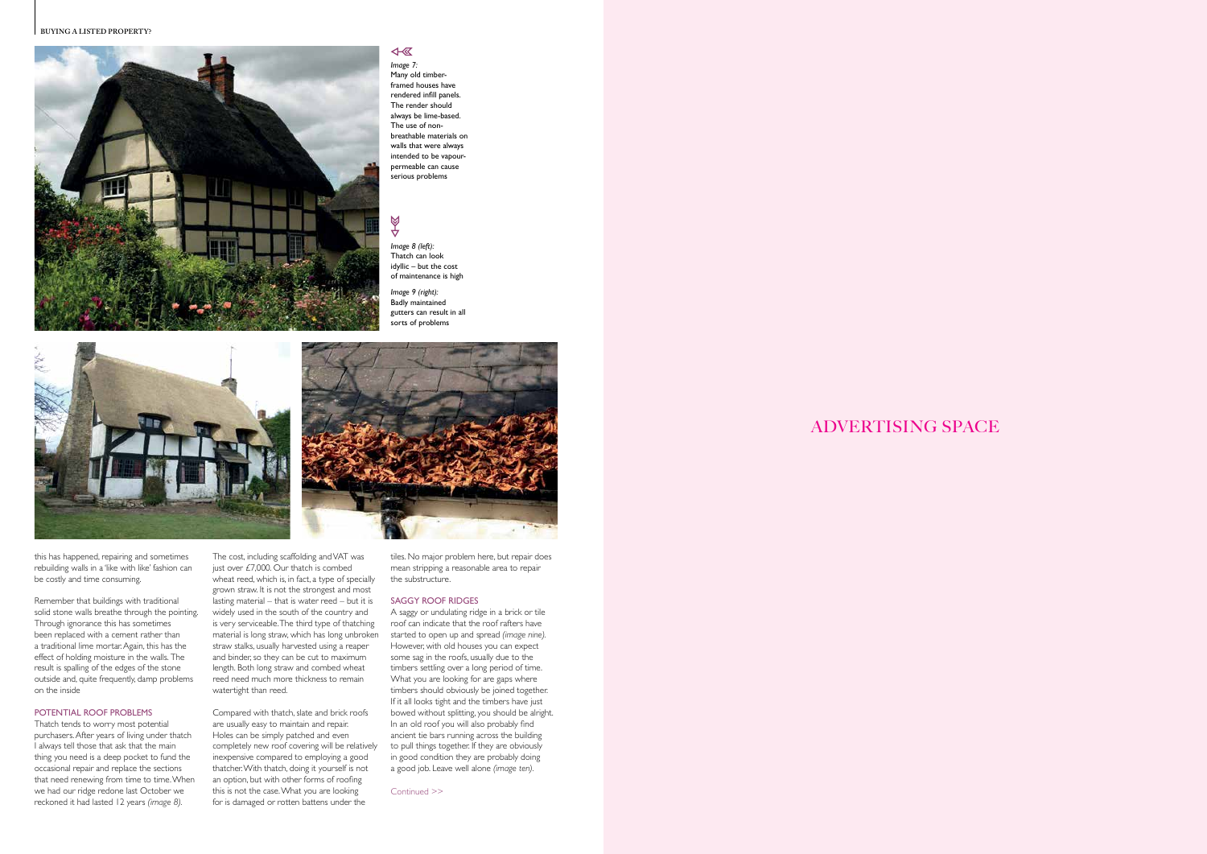*Image 7:*
Many old timber-framed houses have rendered infill panels. The render should always be lime-based. The use of non-breathable materials on walls that were always intended to be vapour-permeable can cause serious problems

*Image 8 (left):*
Thatch can look idyllic – but the cost of maintenance is high

*Image 9 (right):*
Badly maintained gutters can result in all sorts of problems

this has happened, repairing and sometimes rebuilding walls in a 'like with like' fashion can be costly and time consuming.

Remember that buildings with traditional solid stone walls breathe through the pointing. Through ignorance this has sometimes been replaced with a cement rather than a traditional lime mortar. Again, this has the effect of holding moisture in the walls. The result is spalling of the edges of the stone outside and, quite frequently, damp problems on the inside

## POTENTIAL ROOF PROBLEMS

Thatch tends to worry most potential purchasers. After years of living under thatch I always tell those that ask that the main thing you need is a deep pocket to fund the occasional repair and replace the sections that need renewing from time to time. When we had our ridge redone last October we reckoned it had lasted 12 years *(image 8)*.

The cost, including scaffolding and VAT was just over £7,000. Our thatch is combed wheat reed, which is, in fact, a type of specially grown straw. It is not the strongest and most lasting material – that is water reed – but it is widely used in the south of the country and is very serviceable. The third type of thatching material is long straw, which has long unbroken straw stalks, usually harvested using a reaper and binder, so they can be cut to maximum length. Both long straw and combed wheat reed need much more thickness to remain watertight than reed.

Compared with thatch, slate and brick roofs are usually easy to maintain and repair. Holes can be simply patched and even completely new roof covering will be relatively inexpensive compared to employing a good thatcher. With thatch, doing it yourself is not an option, but with other forms of roofing this is not the case. What you are looking for is damaged or rotten battens under the tiles. No major problem here, but repair does mean stripping a reasonable area to repair the substructure.

## SAGGY ROOF RIDGES

A saggy or undulating ridge in a brick or tile roof can indicate that the roof rafters have started to open up and spread *(image nine)*. However, with old houses you can expect some sag in the roofs, usually due to the timbers settling over a long period of time. What you are looking for are gaps where timbers should obviously be joined together. If it all looks tight and the timbers have just bowed without splitting, you should be alright. In an old roof you will also probably find ancient tie bars running across the building to pull things together. If they are obviously in good condition they are probably doing a good job. Leave well alone *(image ten)*.

Continued >>

ADVERTISING SPACE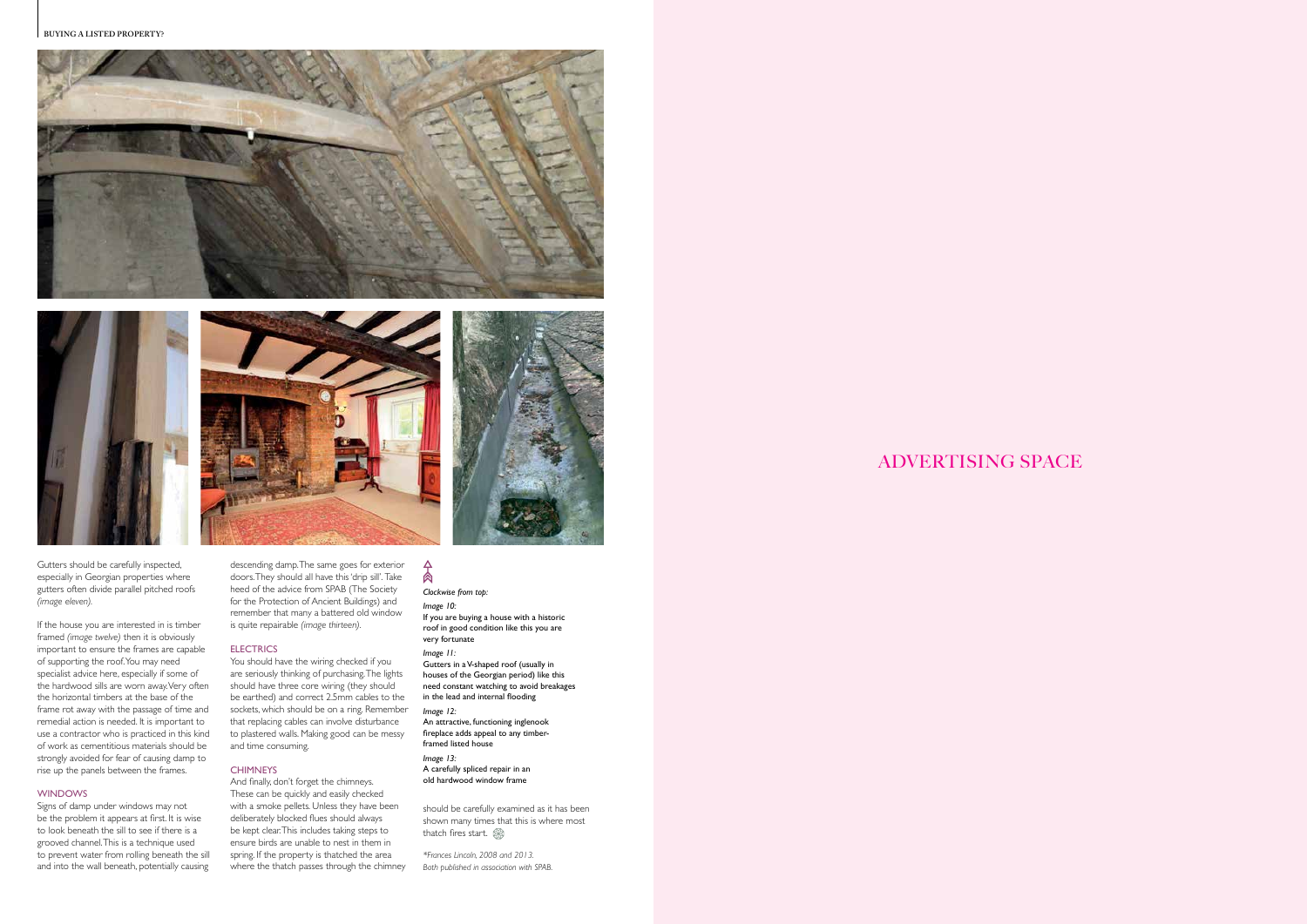Gutters should be carefully inspected, especially in Georgian properties where gutters often divide parallel pitched roofs *(image eleven)*.

If the house you are interested in is timber framed *(image twelve)* then it is obviously important to ensure the frames are capable of supporting the roof. You may need specialist advice here, especially if some of the hardwood sills are worn away. Very often the horizontal timbers at the base of the frame rot away with the passage of time and remedial action is needed. It is important to use a contractor who is practiced in this kind of work as cementitious materials should be strongly avoided for fear of causing damp to rise up the panels between the frames.

## WINDOWS

Signs of damp under windows may not be the problem it appears at first. It is wise to look beneath the sill to see if there is a grooved channel. This is a technique used to prevent water from rolling beneath the sill and into the wall beneath, potentially causing descending damp. The same goes for exterior doors. They should all have this 'drip sill'. Take heed of the advice from SPAB (The Society for the Protection of Ancient Buildings) and remember that many a battered old window is quite repairable *(image thirteen)*.

## ELECTRICS

You should have the wiring checked if you are seriously thinking of purchasing. The lights should have three core wiring (they should be earthed) and correct 2.5mm cables to the sockets, which should be on a ring. Remember that replacing cables can involve disturbance to plastered walls. Making good can be messy and time consuming.

## CHIMNEYS

And finally, don't forget the chimneys. These can be quickly and easily checked with a smoke pellets. Unless they have been deliberately blocked flues should always be kept clear. This includes taking steps to ensure birds are unable to nest in them in spring. If the property is thatched the area where the thatch passes through the chimney should be carefully examined as it has been shown many times that this is where most thatch fires start.

*Clockwise from top:*

*Image 10:*
If you are buying a house with a historic roof in good condition like this you are very fortunate

*Image 11:*
Gutters in a V-shaped roof (usually in houses of the Georgian period) like this need constant watching to avoid breakages in the lead and internal flooding

*Image 12:*
An attractive, functioning inglenook fireplace adds appeal to any timber-framed listed house

*Image 13:*
A carefully spliced repair in an old hardwood window frame

*\*Frances Lincoln, 2008 and 2013. Both published in association with SPAB.*

ADVERTISING SPACE